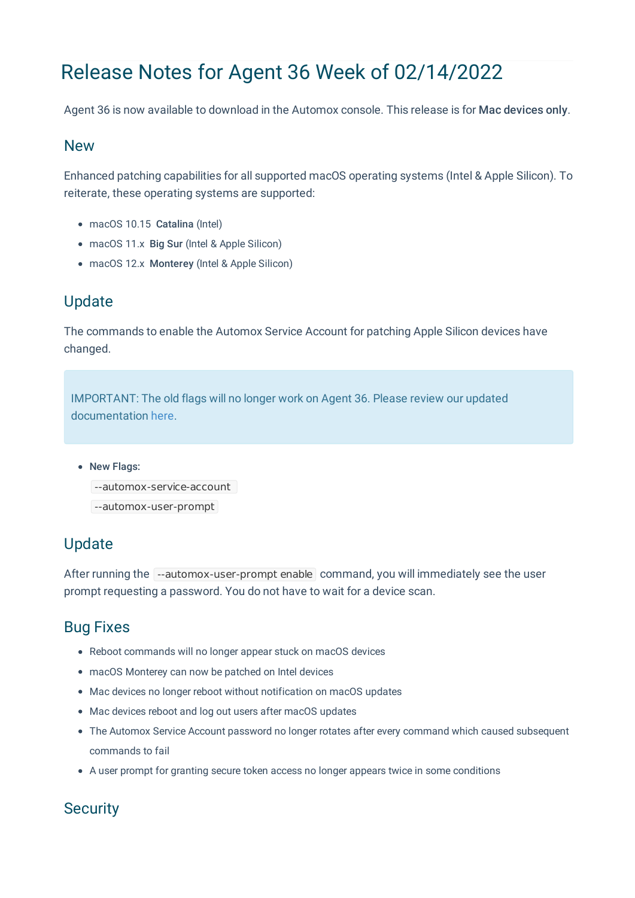# Release Notes for Agent 36 Week of 02/14/2022

Agent 36 is now available to download in the Automox console. This release is for **Mac devices only**.

## New

Enhanced patching capabilities for all supported macOS operating systems (Intel & Apple Silicon). To reiterate, these operating systems are supported:

- macOS 10.15 **Catalina** (Intel)
- macOS 11.x **Big Sur** (Intel & Apple Silicon)
- macOS 12.x **Monterey** (Intel & Apple Silicon)

## Update

The commands to enable the Automox Service Account for patching Apple Silicon devices have changed.

> IMPORTANT: The old flags will no longer work on Agent 36. Please review our updated documentation here.

- **New Flags:**
  `--automox-service-account`
  `--automox-user-prompt`

## Update

After running the `--automox-user-prompt enable` command, you will immediately see the user prompt requesting a password. You do not have to wait for a device scan.

## Bug Fixes

- Reboot commands will no longer appear stuck on macOS devices
- macOS Monterey can now be patched on Intel devices
- Mac devices no longer reboot without notification on macOS updates
- Mac devices reboot and log out users after macOS updates
- The Automox Service Account password no longer rotates after every command which caused subsequent commands to fail
- A user prompt for granting secure token access no longer appears twice in some conditions

## Security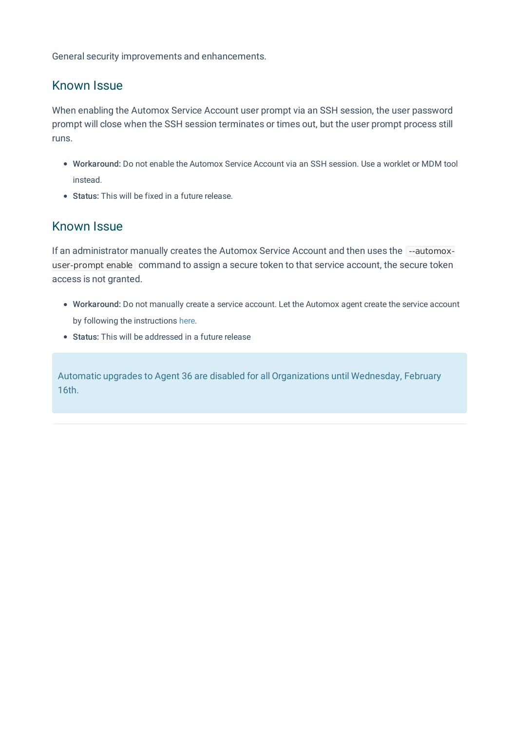General security improvements and enhancements.

## Known Issue

When enabling the Automox Service Account user prompt via an SSH session, the user password prompt will close when the SSH session terminates or times out, but the user prompt process still runs.

- **Workaround:** Do not enable the Automox Service Account via an SSH session. Use a worklet or MDM tool instead.
- **Status:** This will be fixed in a future release.

## Known Issue

If an administrator manually creates the Automox Service Account and then uses the `--automox-user-prompt enable` command to assign a secure token to that service account, the secure token access is not granted.

- **Workaround:** Do not manually create a service account. Let the Automox agent create the service account by following the instructions here.
- **Status:** This will be addressed in a future release

> Automatic upgrades to Agent 36 are disabled for all Organizations until Wednesday, February 16th.